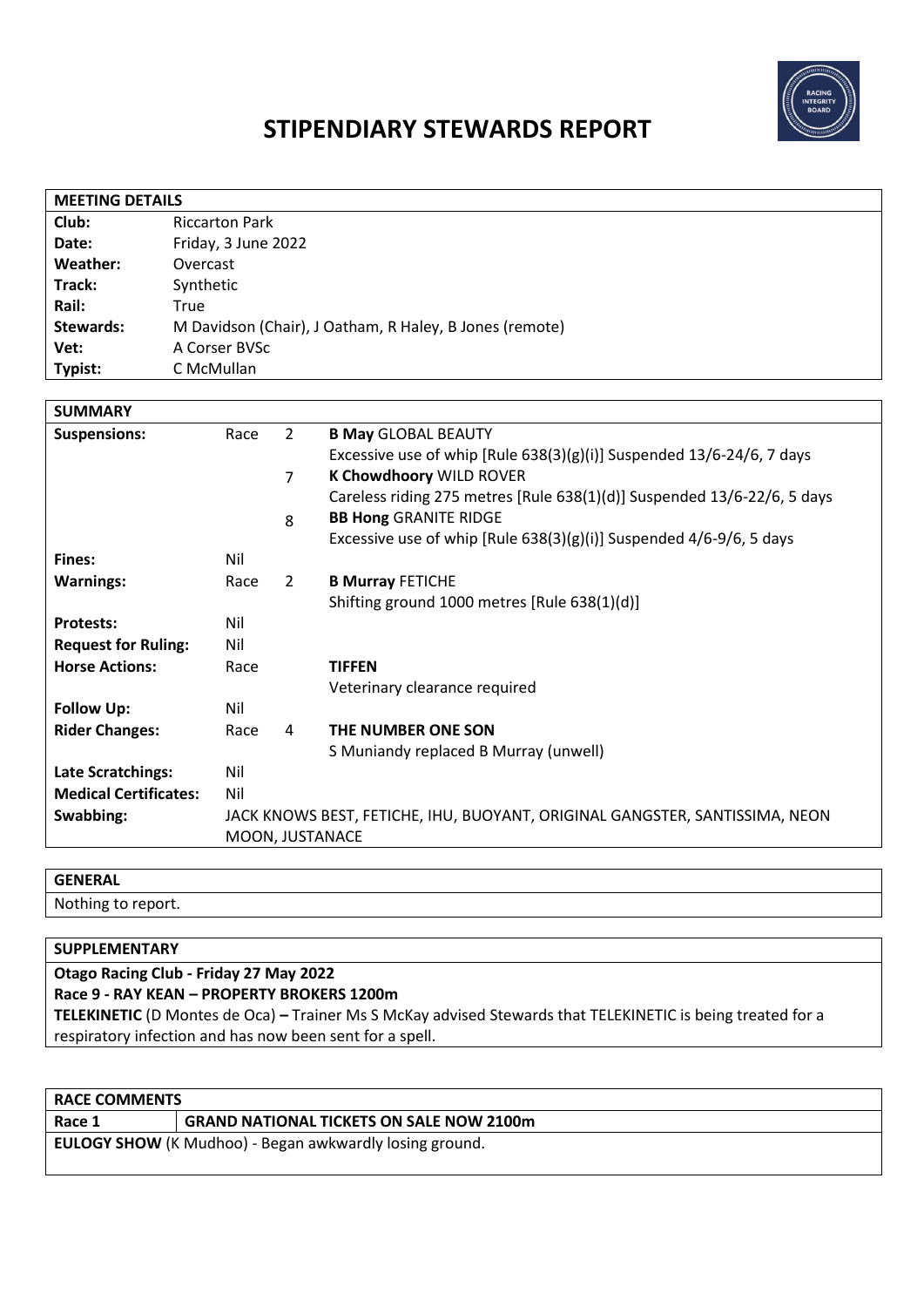# STIPENDIARY STEWARDS REPORT

| MEETING DETAILS | |
|---|---|
| **Club:** | Riccarton Park |
| **Date:** | Friday, 3 June 2022 |
| **Weather:** | Overcast |
| **Track:** | Synthetic |
| **Rail:** | True |
| **Stewards:** | M Davidson (Chair), J Oatham, R Haley, B Jones (remote) |
| **Vet:** | A Corser BVSc |
| **Typist:** | C McMullan |

| SUMMARY | | | |
|---|---|---|---|
| **Suspensions:** | Race | 2 | **B May** GLOBAL BEAUTY<br>Excessive use of whip [Rule 638(3)(g)(i)] Suspended 13/6-24/6, 7 days |
| | | 7 | **K Chowdhoory** WILD ROVER<br>Careless riding 275 metres [Rule 638(1)(d)] Suspended 13/6-22/6, 5 days |
| | | 8 | **BB Hong** GRANITE RIDGE<br>Excessive use of whip [Rule 638(3)(g)(i)] Suspended 4/6-9/6, 5 days |
| **Fines:** | Nil | | |
| **Warnings:** | Race | 2 | **B Murray** FETICHE<br>Shifting ground 1000 metres [Rule 638(1)(d)] |
| **Protests:** | Nil | | |
| **Request for Ruling:** | Nil | | |
| **Horse Actions:** | Race | | **TIFFEN**<br>Veterinary clearance required |
| **Follow Up:** | Nil | | |
| **Rider Changes:** | Race | 4 | **THE NUMBER ONE SON**<br>S Muniandy replaced B Murray (unwell) |
| **Late Scratchings:** | Nil | | |
| **Medical Certificates:** | Nil | | |
| **Swabbing:** | JACK KNOWS BEST, FETICHE, IHU, BUOYANT, ORIGINAL GANGSTER, SANTISSIMA, NEON MOON, JUSTANACE | | |

## GENERAL

Nothing to report.

## SUPPLEMENTARY

**Otago Racing Club - Friday 27 May 2022**

**Race 9 - RAY KEAN – PROPERTY BROKERS 1200m**

**TELEKINETIC** (D Montes de Oca) **–** Trainer Ms S McKay advised Stewards that TELEKINETIC is being treated for a respiratory infection and has now been sent for a spell.

## RACE COMMENTS

| Race 1 | GRAND NATIONAL TICKETS ON SALE NOW 2100m |
|---|---|

**EULOGY SHOW** (K Mudhoo) - Began awkwardly losing ground.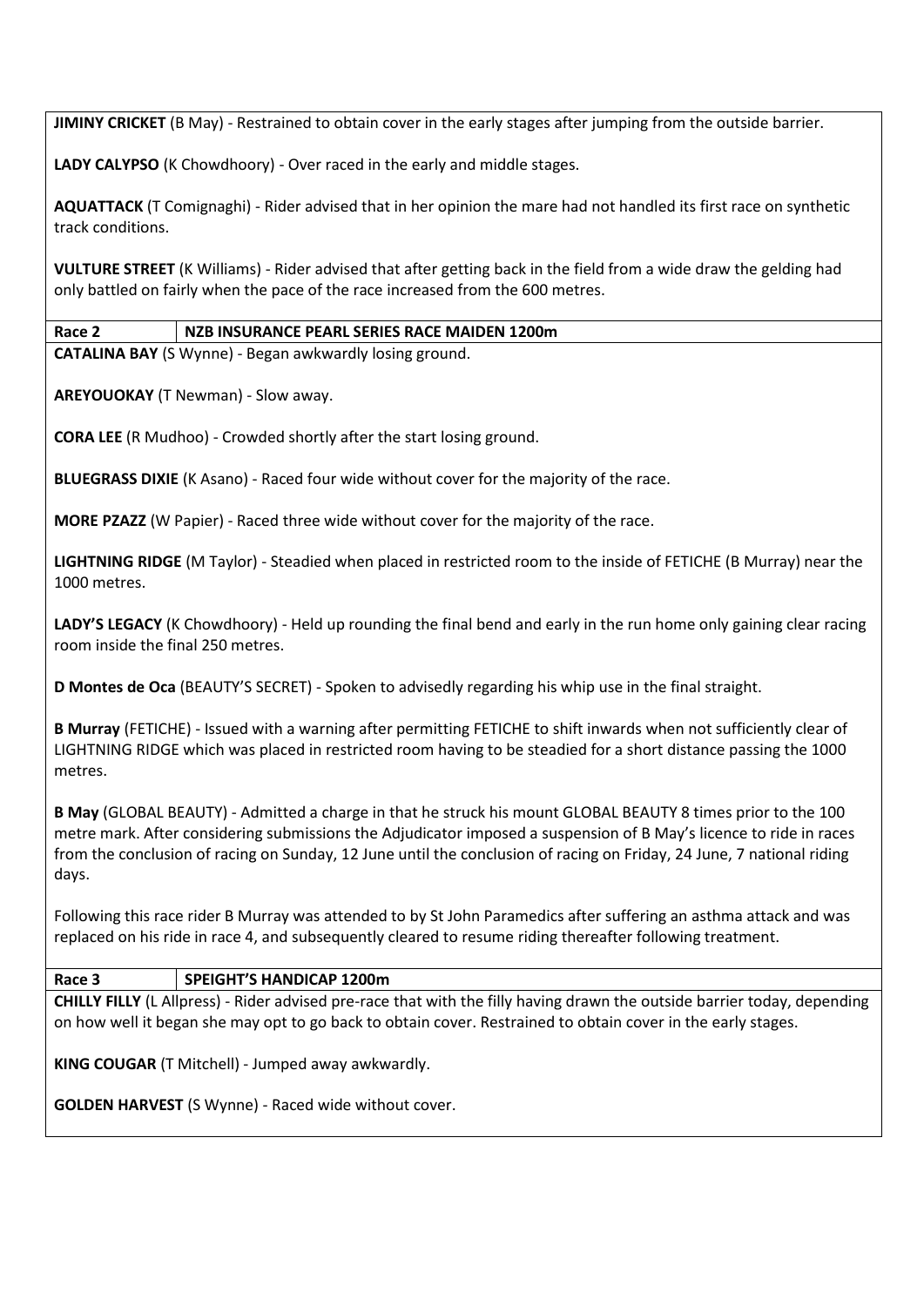**JIMINY CRICKET** (B May) - Restrained to obtain cover in the early stages after jumping from the outside barrier.

**LADY CALYPSO** (K Chowdhoory) - Over raced in the early and middle stages.

**AQUATTACK** (T Comignaghi) - Rider advised that in her opinion the mare had not handled its first race on synthetic track conditions.

**VULTURE STREET** (K Williams) - Rider advised that after getting back in the field from a wide draw the gelding had only battled on fairly when the pace of the race increased from the 600 metres.

| Race 2 | NZB INSURANCE PEARL SERIES RACE MAIDEN 1200m |
|---|---|

**CATALINA BAY** (S Wynne) - Began awkwardly losing ground.

**AREYOUOKAY** (T Newman) - Slow away.

**CORA LEE** (R Mudhoo) - Crowded shortly after the start losing ground.

**BLUEGRASS DIXIE** (K Asano) - Raced four wide without cover for the majority of the race.

**MORE PZAZZ** (W Papier) - Raced three wide without cover for the majority of the race.

**LIGHTNING RIDGE** (M Taylor) - Steadied when placed in restricted room to the inside of FETICHE (B Murray) near the 1000 metres.

**LADY'S LEGACY** (K Chowdhoory) - Held up rounding the final bend and early in the run home only gaining clear racing room inside the final 250 metres.

**D Montes de Oca** (BEAUTY'S SECRET) - Spoken to advisedly regarding his whip use in the final straight.

**B Murray** (FETICHE) - Issued with a warning after permitting FETICHE to shift inwards when not sufficiently clear of LIGHTNING RIDGE which was placed in restricted room having to be steadied for a short distance passing the 1000 metres.

**B May** (GLOBAL BEAUTY) - Admitted a charge in that he struck his mount GLOBAL BEAUTY 8 times prior to the 100 metre mark. After considering submissions the Adjudicator imposed a suspension of B May's licence to ride in races from the conclusion of racing on Sunday, 12 June until the conclusion of racing on Friday, 24 June, 7 national riding days.

Following this race rider B Murray was attended to by St John Paramedics after suffering an asthma attack and was replaced on his ride in race 4, and subsequently cleared to resume riding thereafter following treatment.

| Race 3 | SPEIGHT'S HANDICAP 1200m |
|---|---|

**CHILLY FILLY** (L Allpress) - Rider advised pre-race that with the filly having drawn the outside barrier today, depending on how well it began she may opt to go back to obtain cover. Restrained to obtain cover in the early stages.

**KING COUGAR** (T Mitchell) - Jumped away awkwardly.

**GOLDEN HARVEST** (S Wynne) - Raced wide without cover.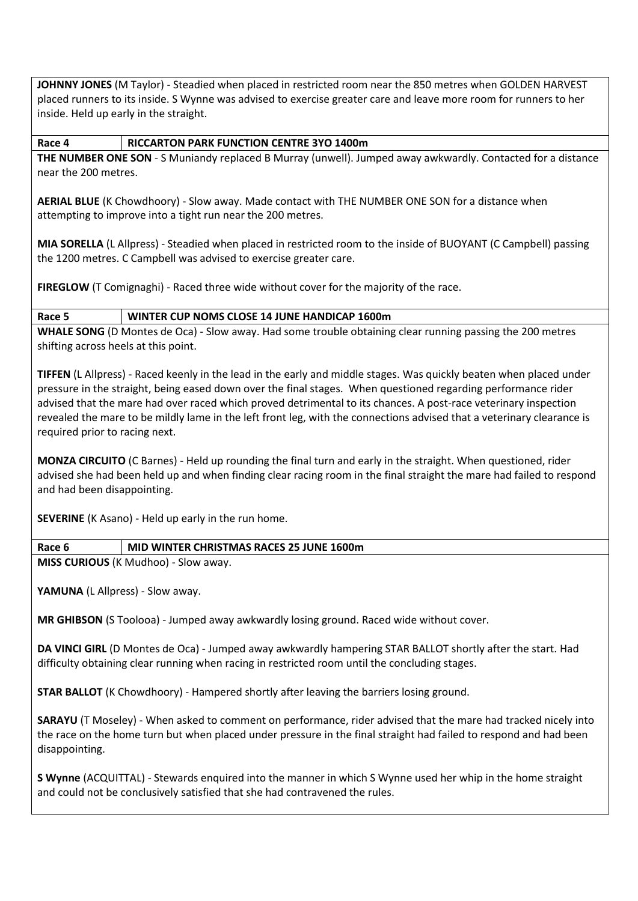**JOHNNY JONES** (M Taylor) - Steadied when placed in restricted room near the 850 metres when GOLDEN HARVEST placed runners to its inside. S Wynne was advised to exercise greater care and leave more room for runners to her inside. Held up early in the straight.

| Race 4 | RICCARTON PARK FUNCTION CENTRE 3YO 1400m |
|---|---|

**THE NUMBER ONE SON** - S Muniandy replaced B Murray (unwell). Jumped away awkwardly. Contacted for a distance near the 200 metres.

**AERIAL BLUE** (K Chowdhoory) - Slow away. Made contact with THE NUMBER ONE SON for a distance when attempting to improve into a tight run near the 200 metres.

**MIA SORELLA** (L Allpress) - Steadied when placed in restricted room to the inside of BUOYANT (C Campbell) passing the 1200 metres. C Campbell was advised to exercise greater care.

**FIREGLOW** (T Comignaghi) - Raced three wide without cover for the majority of the race.

| Race 5 | WINTER CUP NOMS CLOSE 14 JUNE HANDICAP 1600m |
|---|---|

**WHALE SONG** (D Montes de Oca) - Slow away. Had some trouble obtaining clear running passing the 200 metres shifting across heels at this point.

**TIFFEN** (L Allpress) - Raced keenly in the lead in the early and middle stages. Was quickly beaten when placed under pressure in the straight, being eased down over the final stages. When questioned regarding performance rider advised that the mare had over raced which proved detrimental to its chances. A post-race veterinary inspection revealed the mare to be mildly lame in the left front leg, with the connections advised that a veterinary clearance is required prior to racing next.

**MONZA CIRCUITO** (C Barnes) - Held up rounding the final turn and early in the straight. When questioned, rider advised she had been held up and when finding clear racing room in the final straight the mare had failed to respond and had been disappointing.

**SEVERINE** (K Asano) - Held up early in the run home.

| Race 6 | MID WINTER CHRISTMAS RACES 25 JUNE 1600m |
|---|---|

**MISS CURIOUS** (K Mudhoo) - Slow away.

**YAMUNA** (L Allpress) - Slow away.

**MR GHIBSON** (S Toolooa) - Jumped away awkwardly losing ground. Raced wide without cover.

**DA VINCI GIRL** (D Montes de Oca) - Jumped away awkwardly hampering STAR BALLOT shortly after the start. Had difficulty obtaining clear running when racing in restricted room until the concluding stages.

**STAR BALLOT** (K Chowdhoory) - Hampered shortly after leaving the barriers losing ground.

**SARAYU** (T Moseley) - When asked to comment on performance, rider advised that the mare had tracked nicely into the race on the home turn but when placed under pressure in the final straight had failed to respond and had been disappointing.

**S Wynne** (ACQUITTAL) - Stewards enquired into the manner in which S Wynne used her whip in the home straight and could not be conclusively satisfied that she had contravened the rules.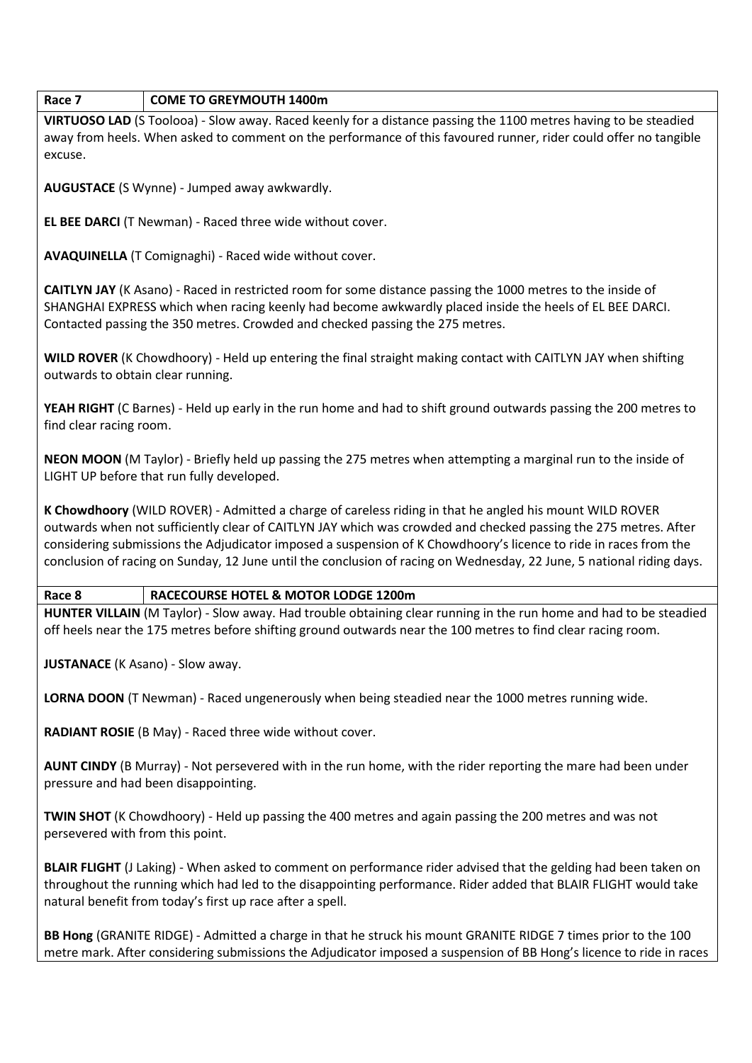| Race 7 | COME TO GREYMOUTH 1400m |
|---|---|

**VIRTUOSO LAD** (S Toolooa) - Slow away. Raced keenly for a distance passing the 1100 metres having to be steadied away from heels. When asked to comment on the performance of this favoured runner, rider could offer no tangible excuse.

**AUGUSTACE** (S Wynne) - Jumped away awkwardly.

**EL BEE DARCI** (T Newman) - Raced three wide without cover.

**AVAQUINELLA** (T Comignaghi) - Raced wide without cover.

**CAITLYN JAY** (K Asano) - Raced in restricted room for some distance passing the 1000 metres to the inside of SHANGHAI EXPRESS which when racing keenly had become awkwardly placed inside the heels of EL BEE DARCI. Contacted passing the 350 metres. Crowded and checked passing the 275 metres.

**WILD ROVER** (K Chowdhoory) - Held up entering the final straight making contact with CAITLYN JAY when shifting outwards to obtain clear running.

**YEAH RIGHT** (C Barnes) - Held up early in the run home and had to shift ground outwards passing the 200 metres to find clear racing room.

**NEON MOON** (M Taylor) - Briefly held up passing the 275 metres when attempting a marginal run to the inside of LIGHT UP before that run fully developed.

**K Chowdhoory** (WILD ROVER) - Admitted a charge of careless riding in that he angled his mount WILD ROVER outwards when not sufficiently clear of CAITLYN JAY which was crowded and checked passing the 275 metres. After considering submissions the Adjudicator imposed a suspension of K Chowdhoory's licence to ride in races from the conclusion of racing on Sunday, 12 June until the conclusion of racing on Wednesday, 22 June, 5 national riding days.

| Race 8 | RACECOURSE HOTEL & MOTOR LODGE 1200m |
|---|---|

**HUNTER VILLAIN** (M Taylor) - Slow away. Had trouble obtaining clear running in the run home and had to be steadied off heels near the 175 metres before shifting ground outwards near the 100 metres to find clear racing room.

**JUSTANACE** (K Asano) - Slow away.

**LORNA DOON** (T Newman) - Raced ungenerously when being steadied near the 1000 metres running wide.

**RADIANT ROSIE** (B May) - Raced three wide without cover.

**AUNT CINDY** (B Murray) - Not persevered with in the run home, with the rider reporting the mare had been under pressure and had been disappointing.

**TWIN SHOT** (K Chowdhoory) - Held up passing the 400 metres and again passing the 200 metres and was not persevered with from this point.

**BLAIR FLIGHT** (J Laking) - When asked to comment on performance rider advised that the gelding had been taken on throughout the running which had led to the disappointing performance. Rider added that BLAIR FLIGHT would take natural benefit from today's first up race after a spell.

**BB Hong** (GRANITE RIDGE) - Admitted a charge in that he struck his mount GRANITE RIDGE 7 times prior to the 100 metre mark. After considering submissions the Adjudicator imposed a suspension of BB Hong's licence to ride in races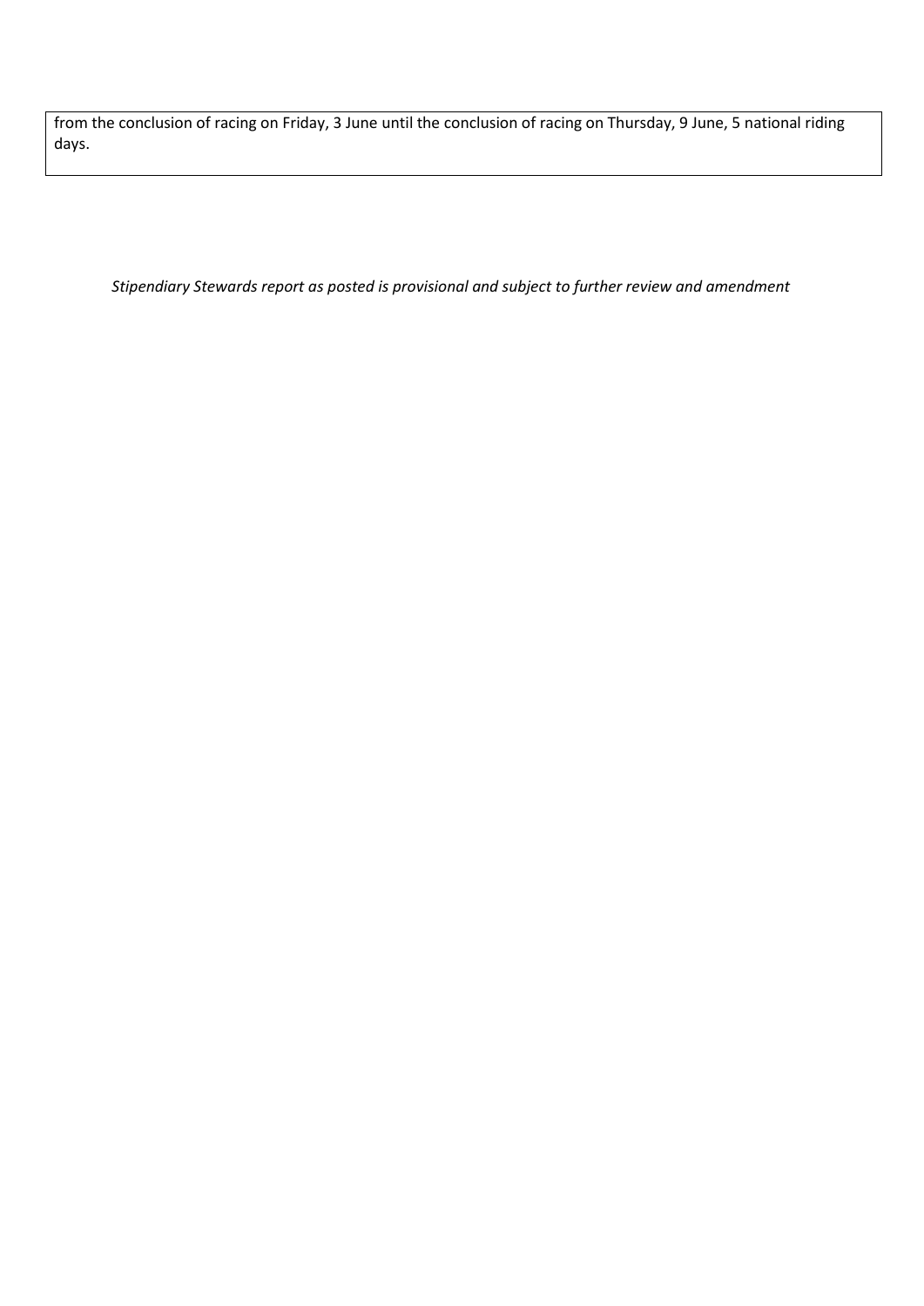from the conclusion of racing on Friday, 3 June until the conclusion of racing on Thursday, 9 June, 5 national riding days.

*Stipendiary Stewards report as posted is provisional and subject to further review and amendment*